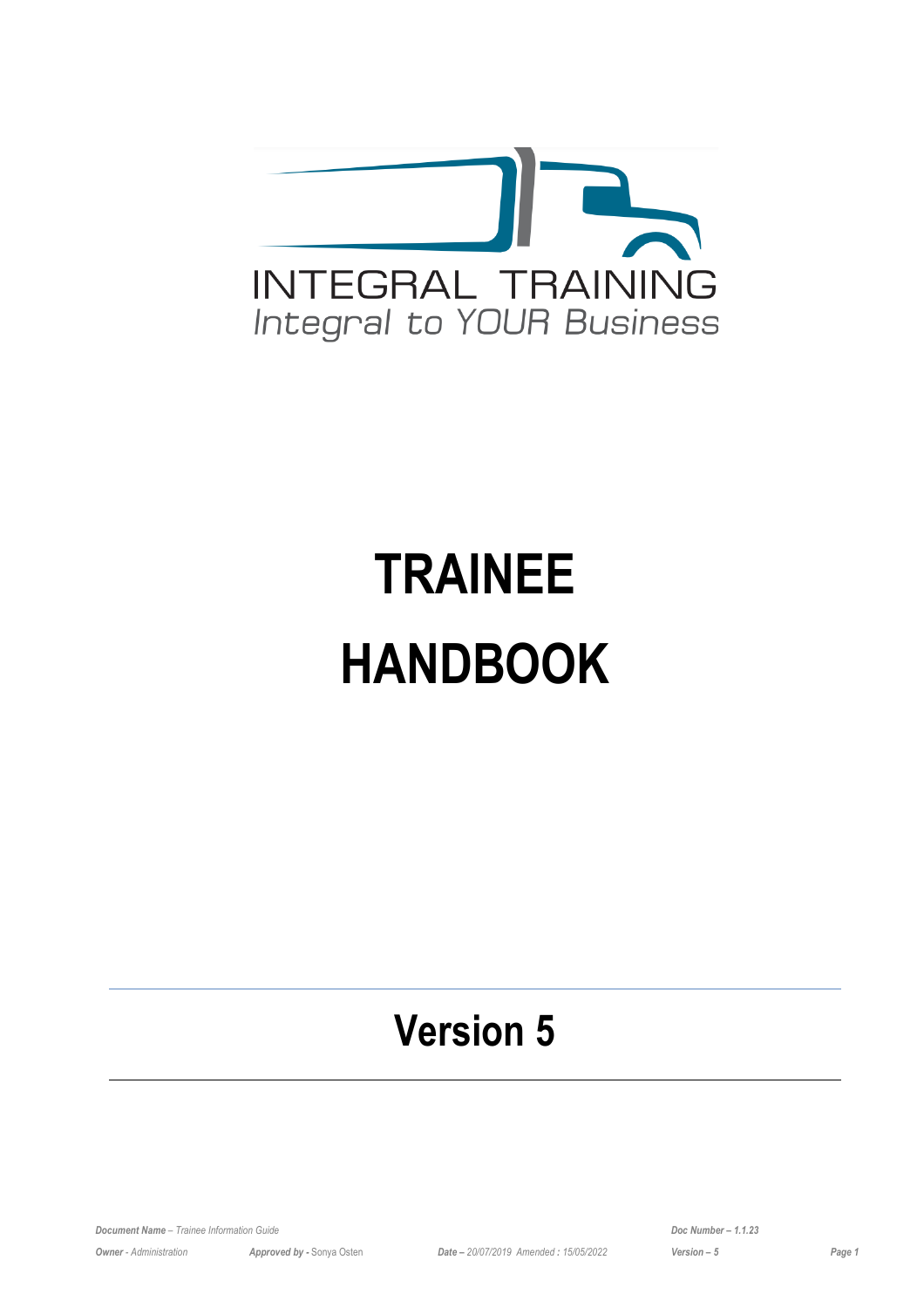INTEGRAL TRAINING

*Integral to YOUR Business*

# TRAINEE HANDBOOK

## Version 5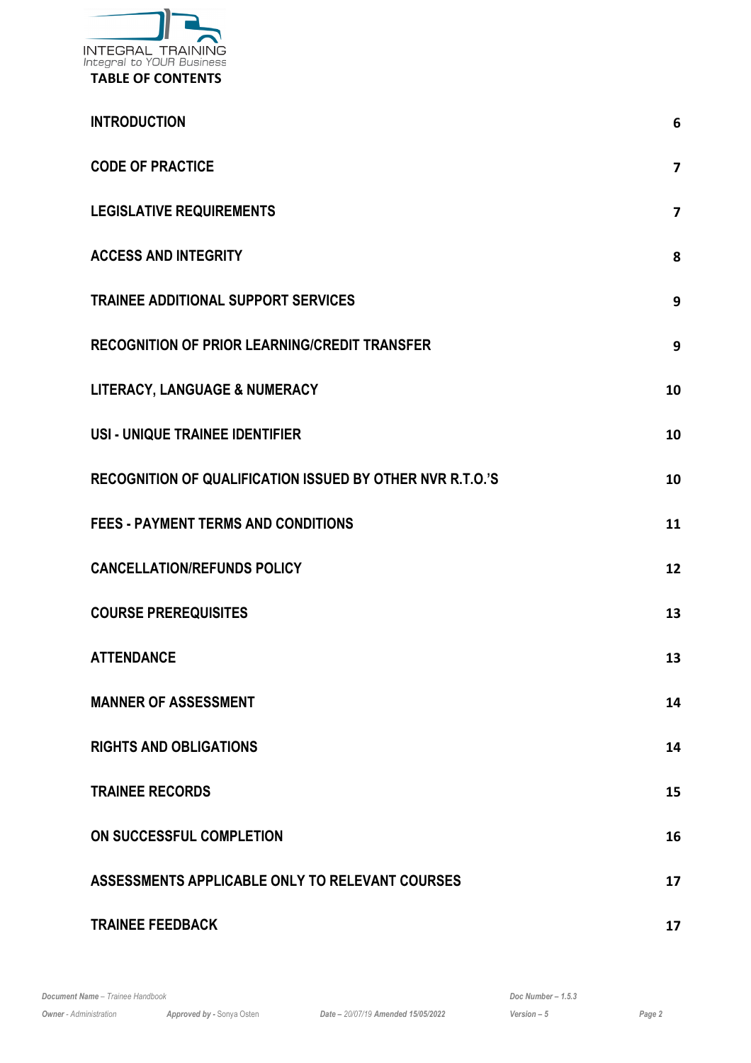INTEGRAL TRAINING
Integral to YOUR Business

# TABLE OF CONTENTS

| | |
|---|---|
| **INTRODUCTION** | **6** |
| **CODE OF PRACTICE** | **7** |
| **LEGISLATIVE REQUIREMENTS** | **7** |
| **ACCESS AND INTEGRITY** | **8** |
| **TRAINEE ADDITIONAL SUPPORT SERVICES** | **9** |
| **RECOGNITION OF PRIOR LEARNING/CREDIT TRANSFER** | **9** |
| **LITERACY, LANGUAGE & NUMERACY** | **10** |
| **USI - UNIQUE TRAINEE IDENTIFIER** | **10** |
| **RECOGNITION OF QUALIFICATION ISSUED BY OTHER NVR R.T.O.'S** | **10** |
| **FEES - PAYMENT TERMS AND CONDITIONS** | **11** |
| **CANCELLATION/REFUNDS POLICY** | **12** |
| **COURSE PREREQUISITES** | **13** |
| **ATTENDANCE** | **13** |
| **MANNER OF ASSESSMENT** | **14** |
| **RIGHTS AND OBLIGATIONS** | **14** |
| **TRAINEE RECORDS** | **15** |
| **ON SUCCESSFUL COMPLETION** | **16** |
| **ASSESSMENTS APPLICABLE ONLY TO RELEVANT COURSES** | **17** |
| **TRAINEE FEEDBACK** | **17** |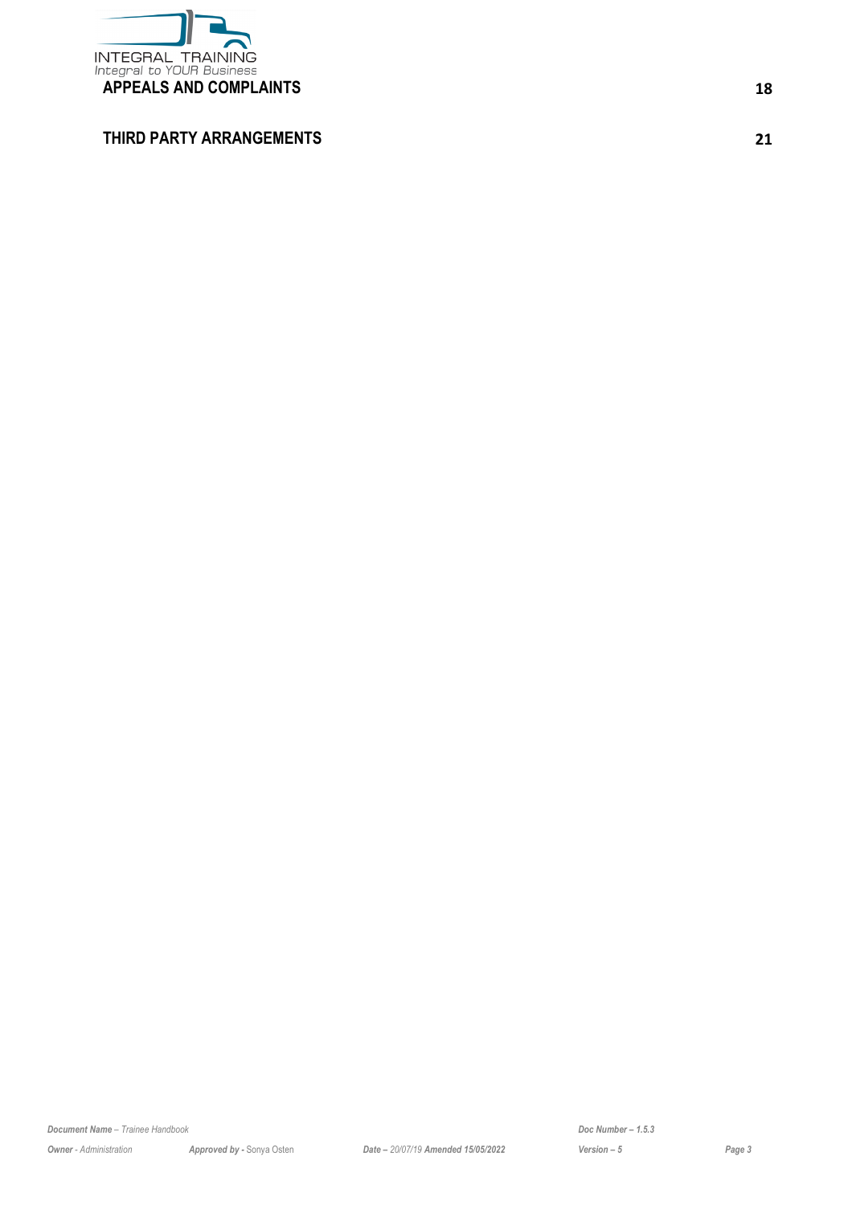APPEALS AND COMPLAINTS 18

THIRD PARTY ARRANGEMENTS 21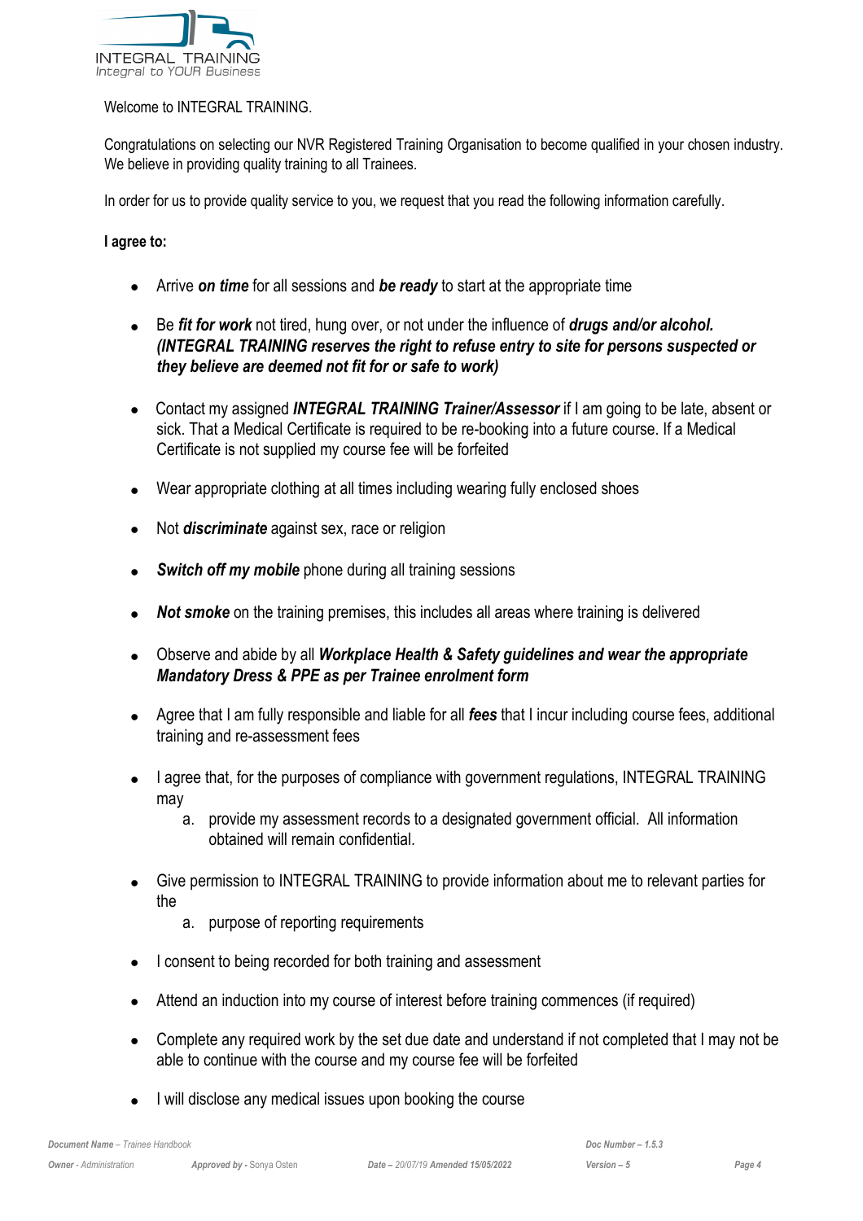Welcome to INTEGRAL TRAINING.

Congratulations on selecting our NVR Registered Training Organisation to become qualified in your chosen industry. We believe in providing quality training to all Trainees.

In order for us to provide quality service to you, we request that you read the following information carefully.

**I agree to:**

- Arrive ***on time*** for all sessions and ***be ready*** to start at the appropriate time
- Be ***fit for work*** not tired, hung over, or not under the influence of ***drugs and/or alcohol. (INTEGRAL TRAINING reserves the right to refuse entry to site for persons suspected or they believe are deemed not fit for or safe to work)***
- Contact my assigned ***INTEGRAL TRAINING Trainer/Assessor*** if I am going to be late, absent or sick. That a Medical Certificate is required to be re-booking into a future course. If a Medical Certificate is not supplied my course fee will be forfeited
- Wear appropriate clothing at all times including wearing fully enclosed shoes
- Not ***discriminate*** against sex, race or religion
- ***Switch off my mobile*** phone during all training sessions
- ***Not smoke*** on the training premises, this includes all areas where training is delivered
- Observe and abide by all ***Workplace Health & Safety guidelines and wear the appropriate Mandatory Dress & PPE as per Trainee enrolment form***
- Agree that I am fully responsible and liable for all ***fees*** that I incur including course fees, additional training and re-assessment fees
- I agree that, for the purposes of compliance with government regulations, INTEGRAL TRAINING may
    a. provide my assessment records to a designated government official. All information obtained will remain confidential.
- Give permission to INTEGRAL TRAINING to provide information about me to relevant parties for the
    a. purpose of reporting requirements
- I consent to being recorded for both training and assessment
- Attend an induction into my course of interest before training commences (if required)
- Complete any required work by the set due date and understand if not completed that I may not be able to continue with the course and my course fee will be forfeited
- I will disclose any medical issues upon booking the course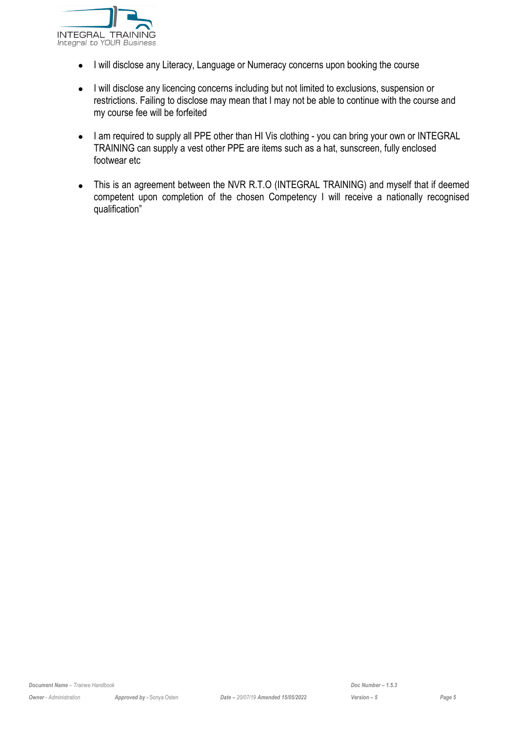- I will disclose any Literacy, Language or Numeracy concerns upon booking the course
- I will disclose any licencing concerns including but not limited to exclusions, suspension or restrictions. Failing to disclose may mean that I may not be able to continue with the course and my course fee will be forfeited
- I am required to supply all PPE other than HI Vis clothing - you can bring your own or INTEGRAL TRAINING can supply a vest other PPE are items such as a hat, sunscreen, fully enclosed footwear etc
- This is an agreement between the NVR R.T.O (INTEGRAL TRAINING) and myself that if deemed competent upon completion of the chosen Competency I will receive a nationally recognised qualification"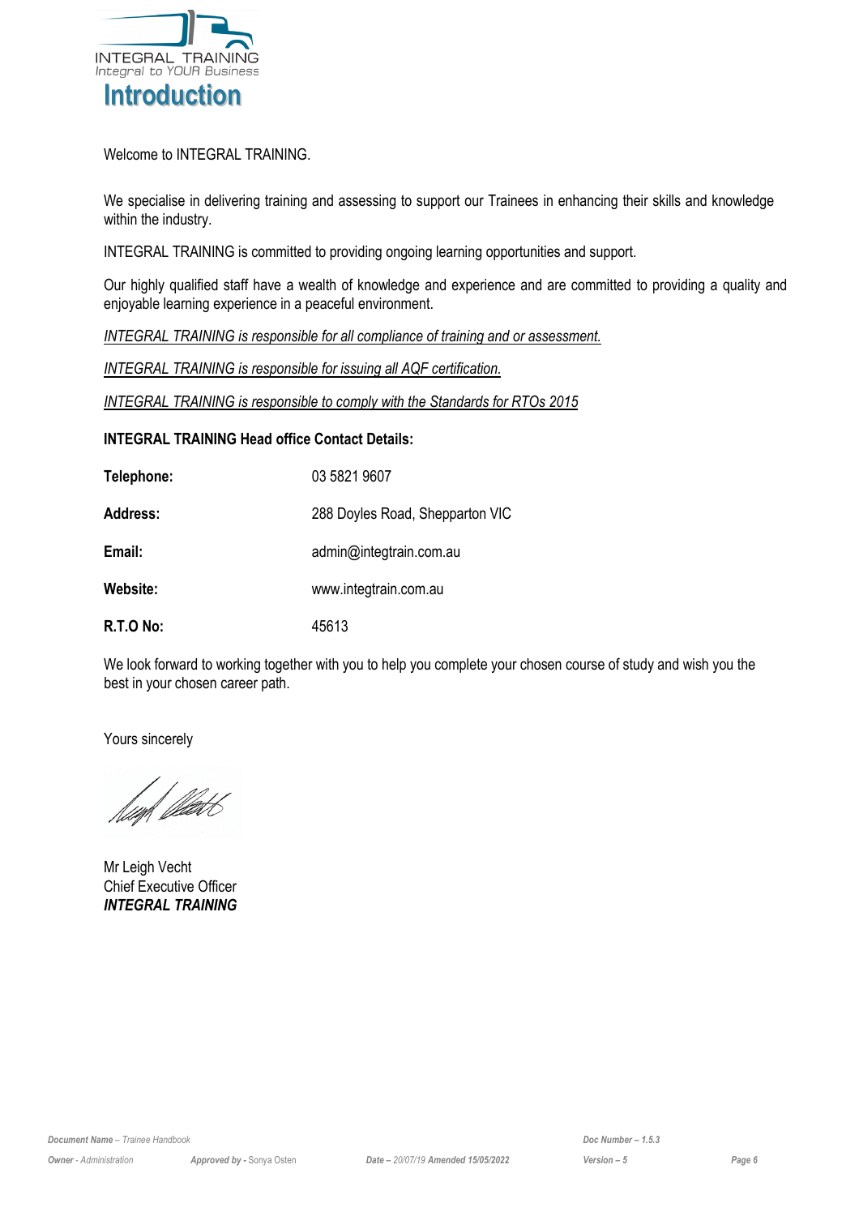# Introduction

Welcome to INTEGRAL TRAINING.

We specialise in delivering training and assessing to support our Trainees in enhancing their skills and knowledge within the industry.

INTEGRAL TRAINING is committed to providing ongoing learning opportunities and support.

Our highly qualified staff have a wealth of knowledge and experience and are committed to providing a quality and enjoyable learning experience in a peaceful environment.

*INTEGRAL TRAINING is responsible for all compliance of training and or assessment.*

*INTEGRAL TRAINING is responsible for issuing all AQF certification.*

*INTEGRAL TRAINING is responsible to comply with the Standards for RTOs 2015*

**INTEGRAL TRAINING Head office Contact Details:**

| | |
|---|---|
| **Telephone:** | 03 5821 9607 |
| **Address:** | 288 Doyles Road, Shepparton VIC |
| **Email:** | admin@integtrain.com.au |
| **Website:** | www.integtrain.com.au |
| **R.T.O No:** | 45613 |

We look forward to working together with you to help you complete your chosen course of study and wish you the best in your chosen career path.

Yours sincerely

Mr Leigh Vecht
Chief Executive Officer
***INTEGRAL TRAINING***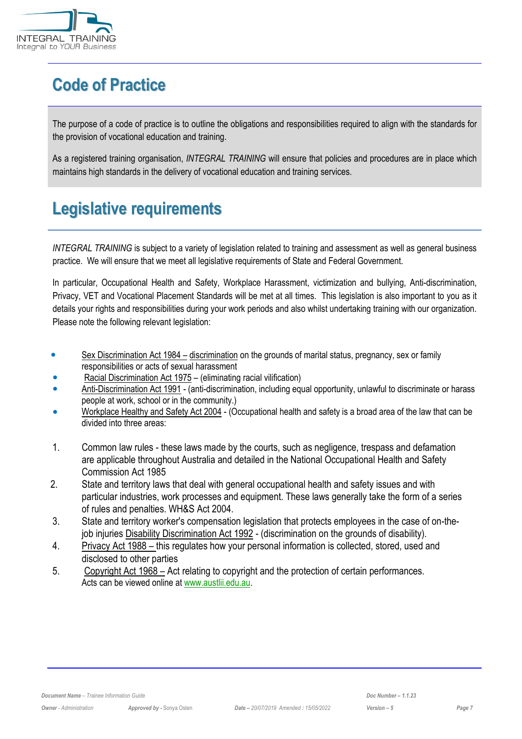# Code of Practice

The purpose of a code of practice is to outline the obligations and responsibilities required to align with the standards for the provision of vocational education and training.

As a registered training organisation, *INTEGRAL TRAINING* will ensure that policies and procedures are in place which maintains high standards in the delivery of vocational education and training services.

# Legislative requirements

*INTEGRAL TRAINING* is subject to a variety of legislation related to training and assessment as well as general business practice. We will ensure that we meet all legislative requirements of State and Federal Government.

In particular, Occupational Health and Safety, Workplace Harassment, victimization and bullying, Anti-discrimination, Privacy, VET and Vocational Placement Standards will be met at all times. This legislation is also important to you as it details your rights and responsibilities during your work periods and also whilst undertaking training with our organization. Please note the following relevant legislation:

- Sex Discrimination Act 1984 – discrimination on the grounds of marital status, pregnancy, sex or family responsibilities or acts of sexual harassment
- Racial Discrimination Act 1975 – (eliminating racial vilification)
- Anti-Discrimination Act 1991 - (anti-discrimination, including equal opportunity, unlawful to discriminate or harass people at work, school or in the community.)
- Workplace Healthy and Safety Act 2004 - (Occupational health and safety is a broad area of the law that can be divided into three areas:

1. Common law rules - these laws made by the courts, such as negligence, trespass and defamation are applicable throughout Australia and detailed in the National Occupational Health and Safety Commission Act 1985
2. State and territory laws that deal with general occupational health and safety issues and with particular industries, work processes and equipment. These laws generally take the form of a series of rules and penalties. WH&S Act 2004.
3. State and territory worker's compensation legislation that protects employees in the case of on-the-job injuries Disability Discrimination Act 1992 - (discrimination on the grounds of disability).
4. Privacy Act 1988 – this regulates how your personal information is collected, stored, used and disclosed to other parties
5. Copyright Act 1968 – Act relating to copyright and the protection of certain performances.

Acts can be viewed online at www.austlii.edu.au.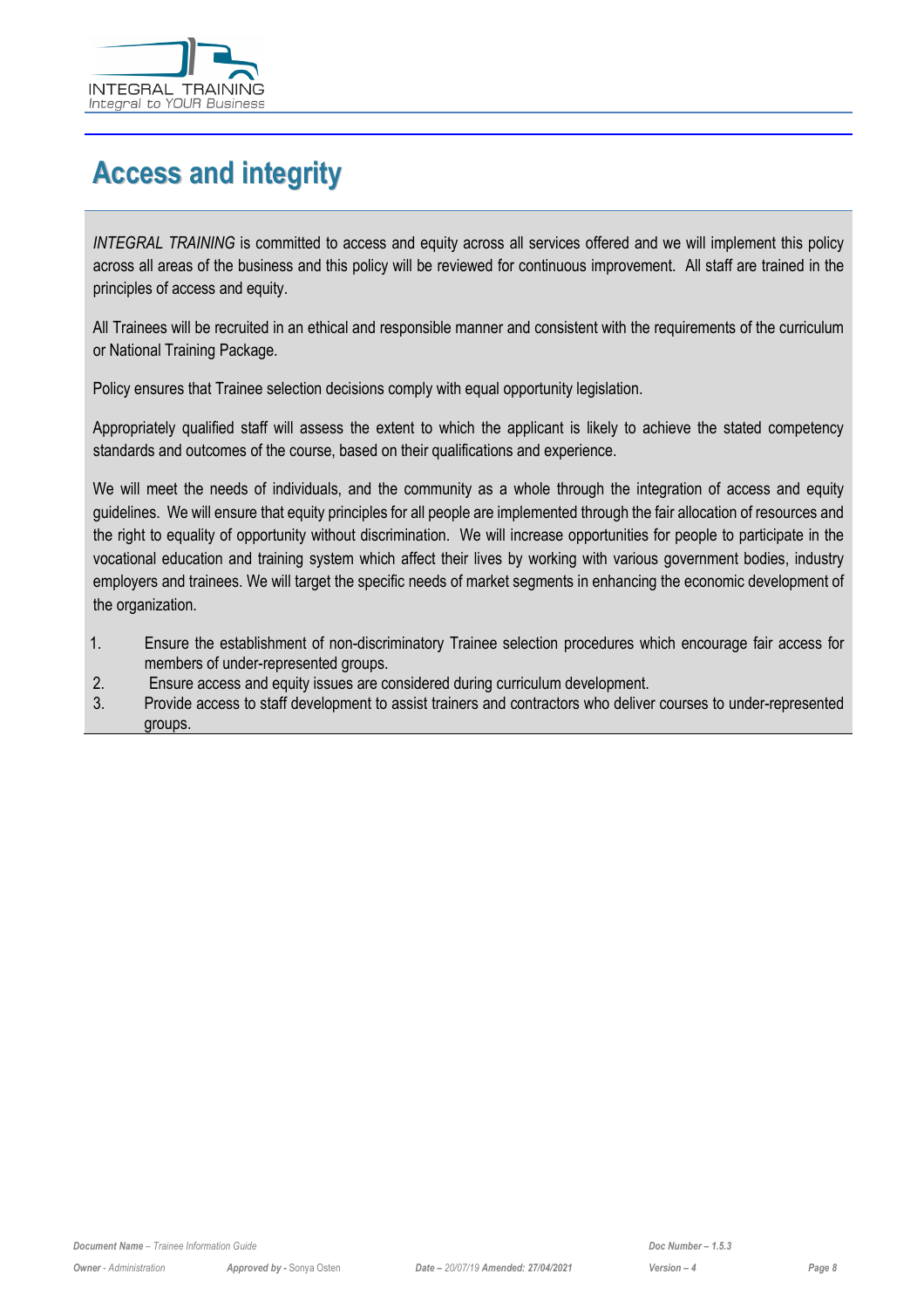# Access and integrity

*INTEGRAL TRAINING* is committed to access and equity across all services offered and we will implement this policy across all areas of the business and this policy will be reviewed for continuous improvement. All staff are trained in the principles of access and equity.

All Trainees will be recruited in an ethical and responsible manner and consistent with the requirements of the curriculum or National Training Package.

Policy ensures that Trainee selection decisions comply with equal opportunity legislation.

Appropriately qualified staff will assess the extent to which the applicant is likely to achieve the stated competency standards and outcomes of the course, based on their qualifications and experience.

We will meet the needs of individuals, and the community as a whole through the integration of access and equity guidelines. We will ensure that equity principles for all people are implemented through the fair allocation of resources and the right to equality of opportunity without discrimination. We will increase opportunities for people to participate in the vocational education and training system which affect their lives by working with various government bodies, industry employers and trainees. We will target the specific needs of market segments in enhancing the economic development of the organization.

1. Ensure the establishment of non-discriminatory Trainee selection procedures which encourage fair access for members of under-represented groups.
2. Ensure access and equity issues are considered during curriculum development.
3. Provide access to staff development to assist trainers and contractors who deliver courses to under-represented groups.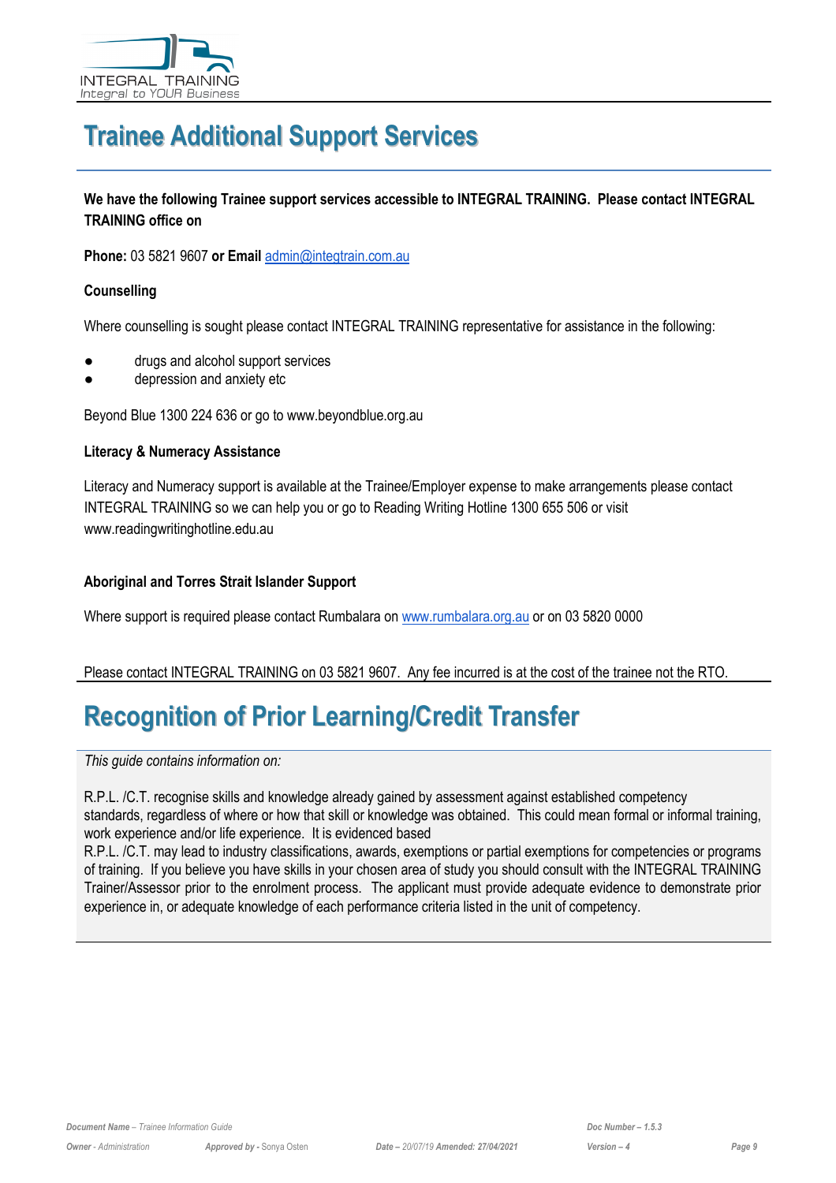# Trainee Additional Support Services

**We have the following Trainee support services accessible to INTEGRAL TRAINING. Please contact INTEGRAL TRAINING office on**

**Phone:** 03 5821 9607 **or Email** admin@integtrain.com.au

**Counselling**

Where counselling is sought please contact INTEGRAL TRAINING representative for assistance in the following:

- drugs and alcohol support services
- depression and anxiety etc

Beyond Blue 1300 224 636 or go to www.beyondblue.org.au

**Literacy & Numeracy Assistance**

Literacy and Numeracy support is available at the Trainee/Employer expense to make arrangements please contact INTEGRAL TRAINING so we can help you or go to Reading Writing Hotline 1300 655 506 or visit www.readingwritinghotline.edu.au

**Aboriginal and Torres Strait Islander Support**

Where support is required please contact Rumbalara on www.rumbalara.org.au or on 03 5820 0000

Please contact INTEGRAL TRAINING on 03 5821 9607. Any fee incurred is at the cost of the trainee not the RTO.

# Recognition of Prior Learning/Credit Transfer

*This guide contains information on:*

R.P.L. /C.T. recognise skills and knowledge already gained by assessment against established competency standards, regardless of where or how that skill or knowledge was obtained. This could mean formal or informal training, work experience and/or life experience. It is evidenced based

R.P.L. /C.T. may lead to industry classifications, awards, exemptions or partial exemptions for competencies or programs of training. If you believe you have skills in your chosen area of study you should consult with the INTEGRAL TRAINING Trainer/Assessor prior to the enrolment process. The applicant must provide adequate evidence to demonstrate prior experience in, or adequate knowledge of each performance criteria listed in the unit of competency.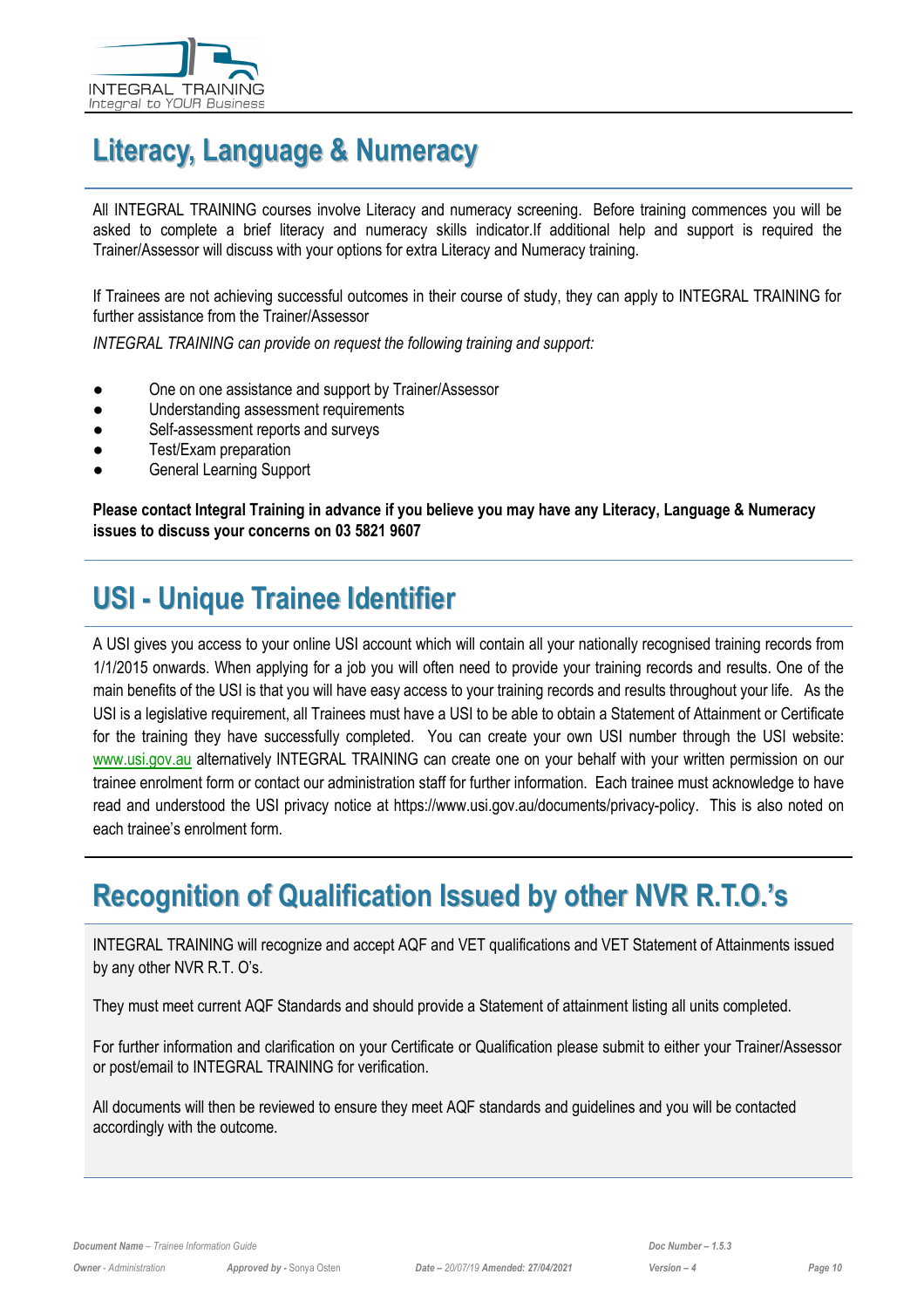# Literacy, Language & Numeracy

All INTEGRAL TRAINING courses involve Literacy and numeracy screening. Before training commences you will be asked to complete a brief literacy and numeracy skills indicator.If additional help and support is required the Trainer/Assessor will discuss with your options for extra Literacy and Numeracy training.

If Trainees are not achieving successful outcomes in their course of study, they can apply to INTEGRAL TRAINING for further assistance from the Trainer/Assessor

*INTEGRAL TRAINING can provide on request the following training and support:*

- One on one assistance and support by Trainer/Assessor
- Understanding assessment requirements
- Self-assessment reports and surveys
- Test/Exam preparation
- General Learning Support

**Please contact Integral Training in advance if you believe you may have any Literacy, Language & Numeracy issues to discuss your concerns on 03 5821 9607**

# USI - Unique Trainee Identifier

A USI gives you access to your online USI account which will contain all your nationally recognised training records from 1/1/2015 onwards. When applying for a job you will often need to provide your training records and results. One of the main benefits of the USI is that you will have easy access to your training records and results throughout your life. As the USI is a legislative requirement, all Trainees must have a USI to be able to obtain a Statement of Attainment or Certificate for the training they have successfully completed. You can create your own USI number through the USI website: www.usi.gov.au alternatively INTEGRAL TRAINING can create one on your behalf with your written permission on our trainee enrolment form or contact our administration staff for further information. Each trainee must acknowledge to have read and understood the USI privacy notice at https://www.usi.gov.au/documents/privacy-policy. This is also noted on each trainee's enrolment form.

# Recognition of Qualification Issued by other NVR R.T.O.'s

INTEGRAL TRAINING will recognize and accept AQF and VET qualifications and VET Statement of Attainments issued by any other NVR R.T. O's.

They must meet current AQF Standards and should provide a Statement of attainment listing all units completed.

For further information and clarification on your Certificate or Qualification please submit to either your Trainer/Assessor or post/email to INTEGRAL TRAINING for verification.

All documents will then be reviewed to ensure they meet AQF standards and guidelines and you will be contacted accordingly with the outcome.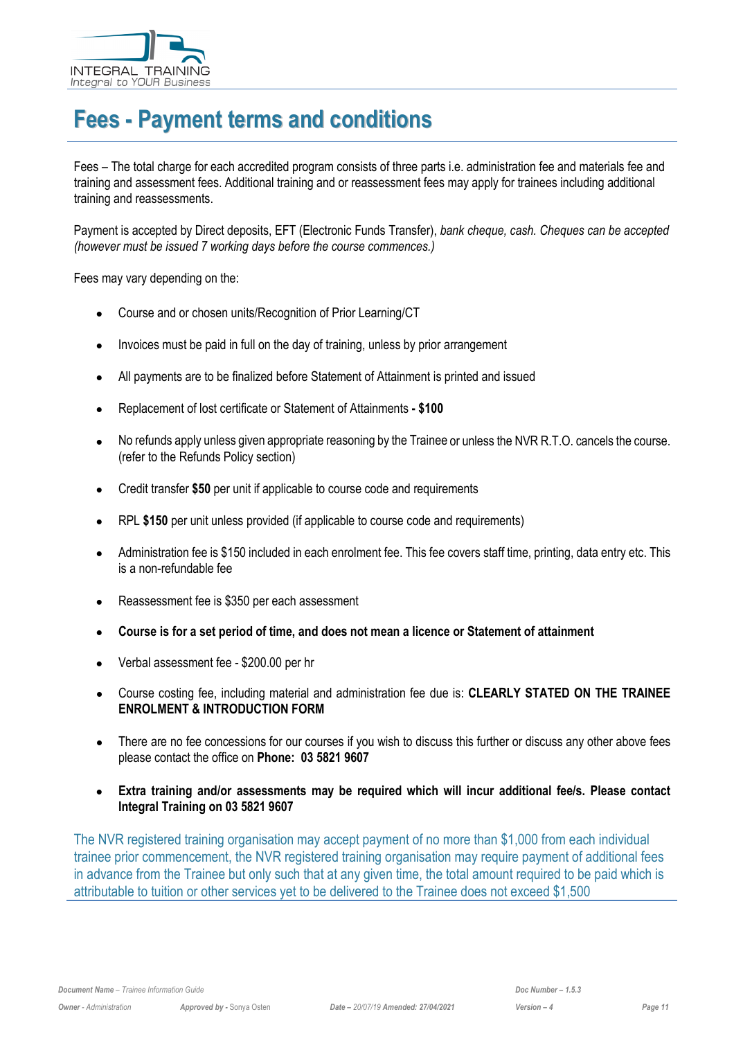# Fees - Payment terms and conditions

Fees – The total charge for each accredited program consists of three parts i.e. administration fee and materials fee and training and assessment fees. Additional training and or reassessment fees may apply for trainees including additional training and reassessments.

Payment is accepted by Direct deposits, EFT (Electronic Funds Transfer), *bank cheque, cash. Cheques can be accepted (however must be issued 7 working days before the course commences.)*

Fees may vary depending on the:

- Course and or chosen units/Recognition of Prior Learning/CT
- Invoices must be paid in full on the day of training, unless by prior arrangement
- All payments are to be finalized before Statement of Attainment is printed and issued
- Replacement of lost certificate or Statement of Attainments **- $100**
- No refunds apply unless given appropriate reasoning by the Trainee or unless the NVR R.T.O. cancels the course. (refer to the Refunds Policy section)
- Credit transfer **$50** per unit if applicable to course code and requirements
- RPL **$150** per unit unless provided (if applicable to course code and requirements)
- Administration fee is $150 included in each enrolment fee. This fee covers staff time, printing, data entry etc. This is a non-refundable fee
- Reassessment fee is $350 per each assessment
- **Course is for a set period of time, and does not mean a licence or Statement of attainment**
- Verbal assessment fee - $200.00 per hr
- Course costing fee, including material and administration fee due is: **CLEARLY STATED ON THE TRAINEE ENROLMENT & INTRODUCTION FORM**
- There are no fee concessions for our courses if you wish to discuss this further or discuss any other above fees please contact the office on **Phone: 03 5821 9607**
- **Extra training and/or assessments may be required which will incur additional fee/s. Please contact Integral Training on 03 5821 9607**

The NVR registered training organisation may accept payment of no more than $1,000 from each individual trainee prior commencement, the NVR registered training organisation may require payment of additional fees in advance from the Trainee but only such that at any given time, the total amount required to be paid which is attributable to tuition or other services yet to be delivered to the Trainee does not exceed $1,500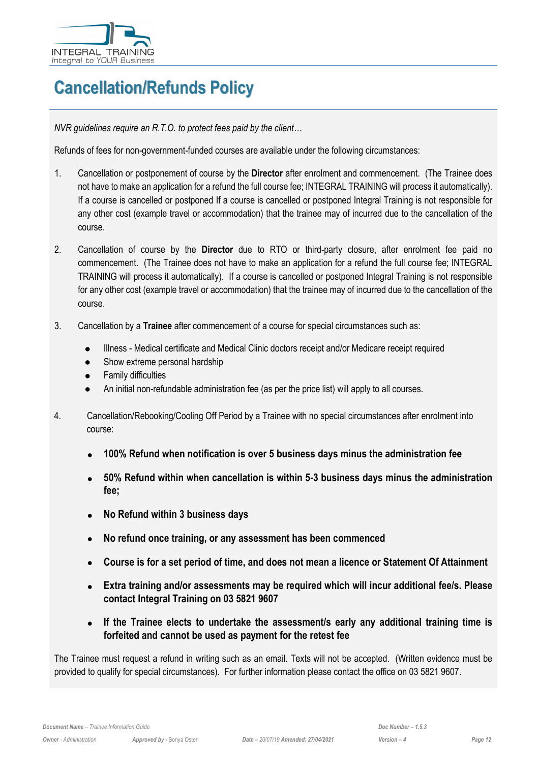# Cancellation/Refunds Policy

*NVR guidelines require an R.T.O. to protect fees paid by the client…*

Refunds of fees for non-government-funded courses are available under the following circumstances:

1. Cancellation or postponement of course by the **Director** after enrolment and commencement. (The Trainee does not have to make an application for a refund the full course fee; INTEGRAL TRAINING will process it automatically). If a course is cancelled or postponed If a course is cancelled or postponed Integral Training is not responsible for any other cost (example travel or accommodation) that the trainee may of incurred due to the cancellation of the course.

2. Cancellation of course by the **Director** due to RTO or third-party closure, after enrolment fee paid no commencement. (The Trainee does not have to make an application for a refund the full course fee; INTEGRAL TRAINING will process it automatically). If a course is cancelled or postponed Integral Training is not responsible for any other cost (example travel or accommodation) that the trainee may of incurred due to the cancellation of the course.

3. Cancellation by a **Trainee** after commencement of a course for special circumstances such as:
   - Illness - Medical certificate and Medical Clinic doctors receipt and/or Medicare receipt required
   - Show extreme personal hardship
   - Family difficulties
   - An initial non-refundable administration fee (as per the price list) will apply to all courses.

4. Cancellation/Rebooking/Cooling Off Period by a Trainee with no special circumstances after enrolment into course:
   - **100% Refund when notification is over 5 business days minus the administration fee**
   - **50% Refund within when cancellation is within 5-3 business days minus the administration fee;**
   - **No Refund within 3 business days**
   - **No refund once training, or any assessment has been commenced**
   - **Course is for a set period of time, and does not mean a licence or Statement Of Attainment**
   - **Extra training and/or assessments may be required which will incur additional fee/s. Please contact Integral Training on 03 5821 9607**
   - **If the Trainee elects to undertake the assessment/s early any additional training time is forfeited and cannot be used as payment for the retest fee**

The Trainee must request a refund in writing such as an email. Texts will not be accepted. (Written evidence must be provided to qualify for special circumstances). For further information please contact the office on 03 5821 9607.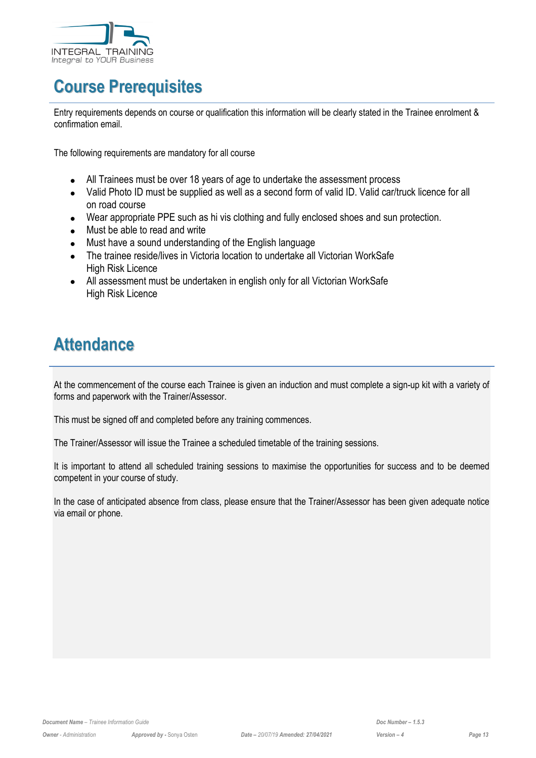# Course Prerequisites

Entry requirements depends on course or qualification this information will be clearly stated in the Trainee enrolment & confirmation email.

The following requirements are mandatory for all course

- All Trainees must be over 18 years of age to undertake the assessment process
- Valid Photo ID must be supplied as well as a second form of valid ID. Valid car/truck licence for all on road course
- Wear appropriate PPE such as hi vis clothing and fully enclosed shoes and sun protection.
- Must be able to read and write
- Must have a sound understanding of the English language
- The trainee reside/lives in Victoria location to undertake all Victorian WorkSafe High Risk Licence
- All assessment must be undertaken in english only for all Victorian WorkSafe High Risk Licence

# Attendance

At the commencement of the course each Trainee is given an induction and must complete a sign-up kit with a variety of forms and paperwork with the Trainer/Assessor.

This must be signed off and completed before any training commences.

The Trainer/Assessor will issue the Trainee a scheduled timetable of the training sessions.

It is important to attend all scheduled training sessions to maximise the opportunities for success and to be deemed competent in your course of study.

In the case of anticipated absence from class, please ensure that the Trainer/Assessor has been given adequate notice via email or phone.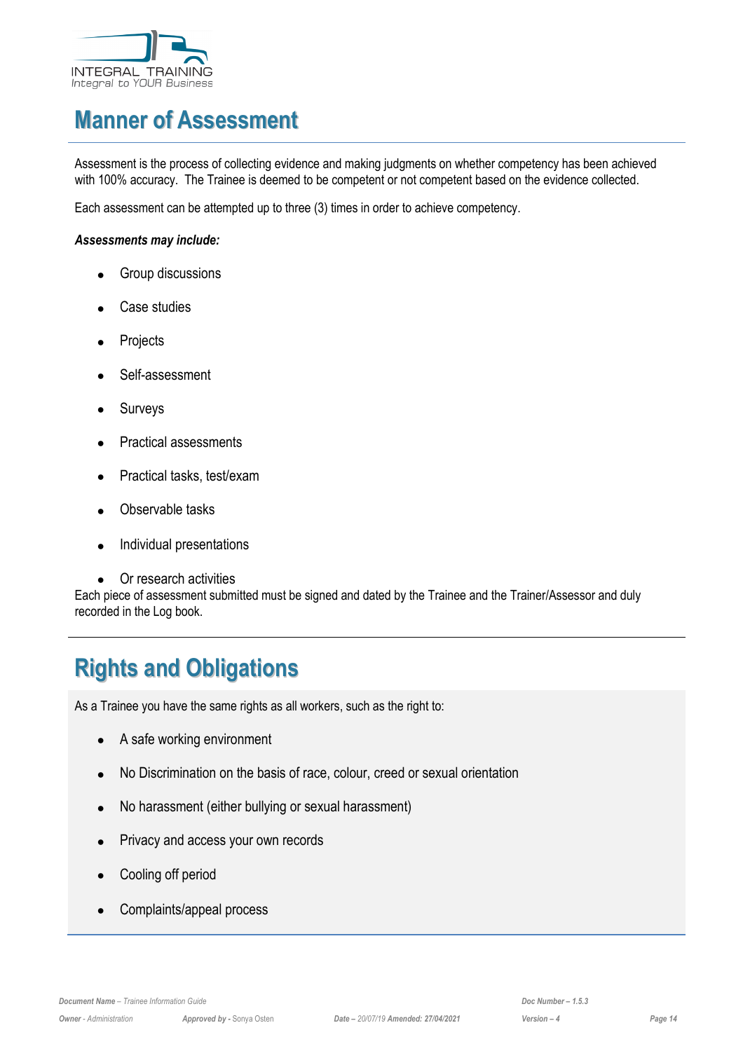# Manner of Assessment

Assessment is the process of collecting evidence and making judgments on whether competency has been achieved with 100% accuracy. The Trainee is deemed to be competent or not competent based on the evidence collected.

Each assessment can be attempted up to three (3) times in order to achieve competency.

***Assessments may include:***

- Group discussions
- Case studies
- Projects
- Self-assessment
- Surveys
- Practical assessments
- Practical tasks, test/exam
- Observable tasks
- Individual presentations
- Or research activities

Each piece of assessment submitted must be signed and dated by the Trainee and the Trainer/Assessor and duly recorded in the Log book.

# Rights and Obligations

As a Trainee you have the same rights as all workers, such as the right to:

- A safe working environment
- No Discrimination on the basis of race, colour, creed or sexual orientation
- No harassment (either bullying or sexual harassment)
- Privacy and access your own records
- Cooling off period
- Complaints/appeal process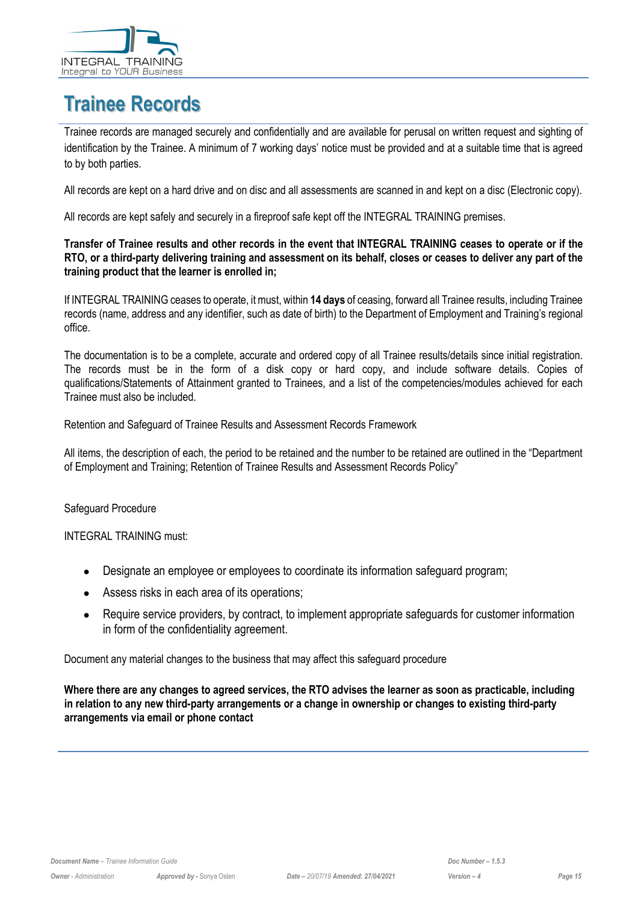# Trainee Records

Trainee records are managed securely and confidentially and are available for perusal on written request and sighting of identification by the Trainee. A minimum of 7 working days' notice must be provided and at a suitable time that is agreed to by both parties.

All records are kept on a hard drive and on disc and all assessments are scanned in and kept on a disc (Electronic copy).

All records are kept safely and securely in a fireproof safe kept off the INTEGRAL TRAINING premises.

**Transfer of Trainee results and other records in the event that INTEGRAL TRAINING ceases to operate or if the RTO, or a third-party delivering training and assessment on its behalf, closes or ceases to deliver any part of the training product that the learner is enrolled in;**

If INTEGRAL TRAINING ceases to operate, it must, within **14 days** of ceasing, forward all Trainee results, including Trainee records (name, address and any identifier, such as date of birth) to the Department of Employment and Training's regional office.

The documentation is to be a complete, accurate and ordered copy of all Trainee results/details since initial registration. The records must be in the form of a disk copy or hard copy, and include software details. Copies of qualifications/Statements of Attainment granted to Trainees, and a list of the competencies/modules achieved for each Trainee must also be included.

Retention and Safeguard of Trainee Results and Assessment Records Framework

All items, the description of each, the period to be retained and the number to be retained are outlined in the "Department of Employment and Training; Retention of Trainee Results and Assessment Records Policy"

Safeguard Procedure

INTEGRAL TRAINING must:

- Designate an employee or employees to coordinate its information safeguard program;
- Assess risks in each area of its operations;
- Require service providers, by contract, to implement appropriate safeguards for customer information in form of the confidentiality agreement.

Document any material changes to the business that may affect this safeguard procedure

**Where there are any changes to agreed services, the RTO advises the learner as soon as practicable, including in relation to any new third-party arrangements or a change in ownership or changes to existing third-party arrangements via email or phone contact**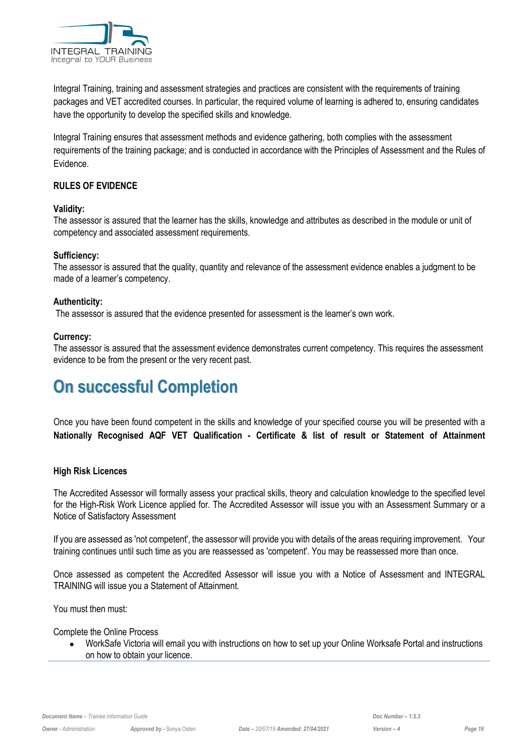Integral Training, training and assessment strategies and practices are consistent with the requirements of training packages and VET accredited courses. In particular, the required volume of learning is adhered to, ensuring candidates have the opportunity to develop the specified skills and knowledge.

Integral Training ensures that assessment methods and evidence gathering, both complies with the assessment requirements of the training package; and is conducted in accordance with the Principles of Assessment and the Rules of Evidence.

**RULES OF EVIDENCE**

**Validity:**
The assessor is assured that the learner has the skills, knowledge and attributes as described in the module or unit of competency and associated assessment requirements.

**Sufficiency:**
The assessor is assured that the quality, quantity and relevance of the assessment evidence enables a judgment to be made of a learner's competency.

**Authenticity:**
The assessor is assured that the evidence presented for assessment is the learner's own work.

**Currency:**
The assessor is assured that the assessment evidence demonstrates current competency. This requires the assessment evidence to be from the present or the very recent past.

# On successful Completion

Once you have been found competent in the skills and knowledge of your specified course you will be presented with a **Nationally Recognised AQF VET Qualification - Certificate & list of result or Statement of Attainment**

**High Risk Licences**

The Accredited Assessor will formally assess your practical skills, theory and calculation knowledge to the specified level for the High-Risk Work Licence applied for. The Accredited Assessor will issue you with an Assessment Summary or a Notice of Satisfactory Assessment

If you are assessed as 'not competent', the assessor will provide you with details of the areas requiring improvement. Your training continues until such time as you are reassessed as 'competent'. You may be reassessed more than once.

Once assessed as competent the Accredited Assessor will issue you with a Notice of Assessment and INTEGRAL TRAINING will issue you a Statement of Attainment.

You must then must:

Complete the Online Process

- WorkSafe Victoria will email you with instructions on how to set up your Online Worksafe Portal and instructions on how to obtain your licence.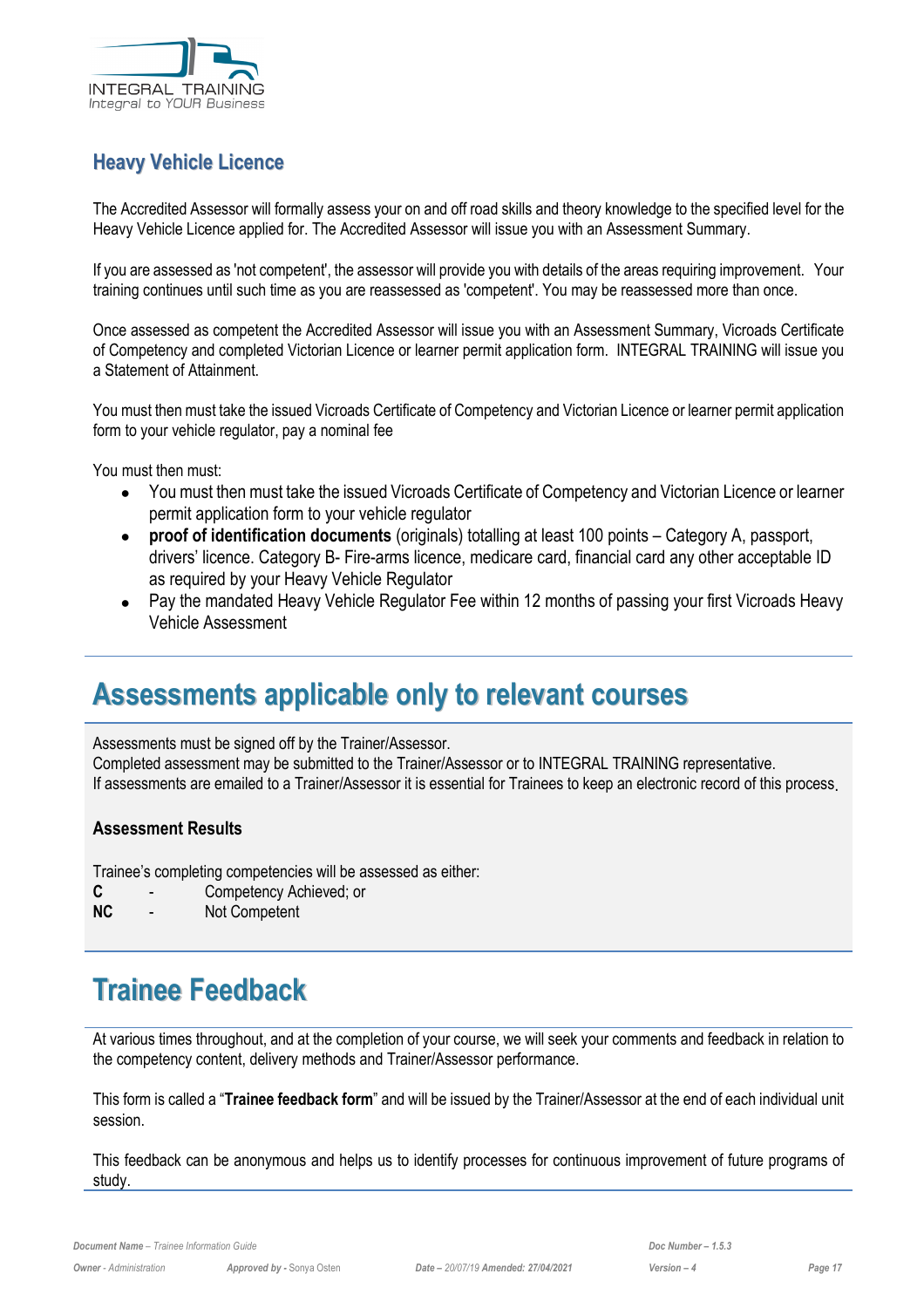## Heavy Vehicle Licence

The Accredited Assessor will formally assess your on and off road skills and theory knowledge to the specified level for the Heavy Vehicle Licence applied for. The Accredited Assessor will issue you with an Assessment Summary.

If you are assessed as 'not competent', the assessor will provide you with details of the areas requiring improvement. Your training continues until such time as you are reassessed as 'competent'. You may be reassessed more than once.

Once assessed as competent the Accredited Assessor will issue you with an Assessment Summary, Vicroads Certificate of Competency and completed Victorian Licence or learner permit application form. INTEGRAL TRAINING will issue you a Statement of Attainment.

You must then must take the issued Vicroads Certificate of Competency and Victorian Licence or learner permit application form to your vehicle regulator, pay a nominal fee

You must then must:

- You must then must take the issued Vicroads Certificate of Competency and Victorian Licence or learner permit application form to your vehicle regulator
- **proof of identification documents** (originals) totalling at least 100 points – Category A, passport, drivers' licence. Category B- Fire-arms licence, medicare card, financial card any other acceptable ID as required by your Heavy Vehicle Regulator
- Pay the mandated Heavy Vehicle Regulator Fee within 12 months of passing your first Vicroads Heavy Vehicle Assessment

# Assessments applicable only to relevant courses

Assessments must be signed off by the Trainer/Assessor.
Completed assessment may be submitted to the Trainer/Assessor or to INTEGRAL TRAINING representative.
If assessments are emailed to a Trainer/Assessor it is essential for Trainees to keep an electronic record of this process.

### Assessment Results

Trainee's completing competencies will be assessed as either:

**C** - Competency Achieved; or
**NC** - Not Competent

# Trainee Feedback

At various times throughout, and at the completion of your course, we will seek your comments and feedback in relation to the competency content, delivery methods and Trainer/Assessor performance.

This form is called a "**Trainee feedback form**" and will be issued by the Trainer/Assessor at the end of each individual unit session.

This feedback can be anonymous and helps us to identify processes for continuous improvement of future programs of study.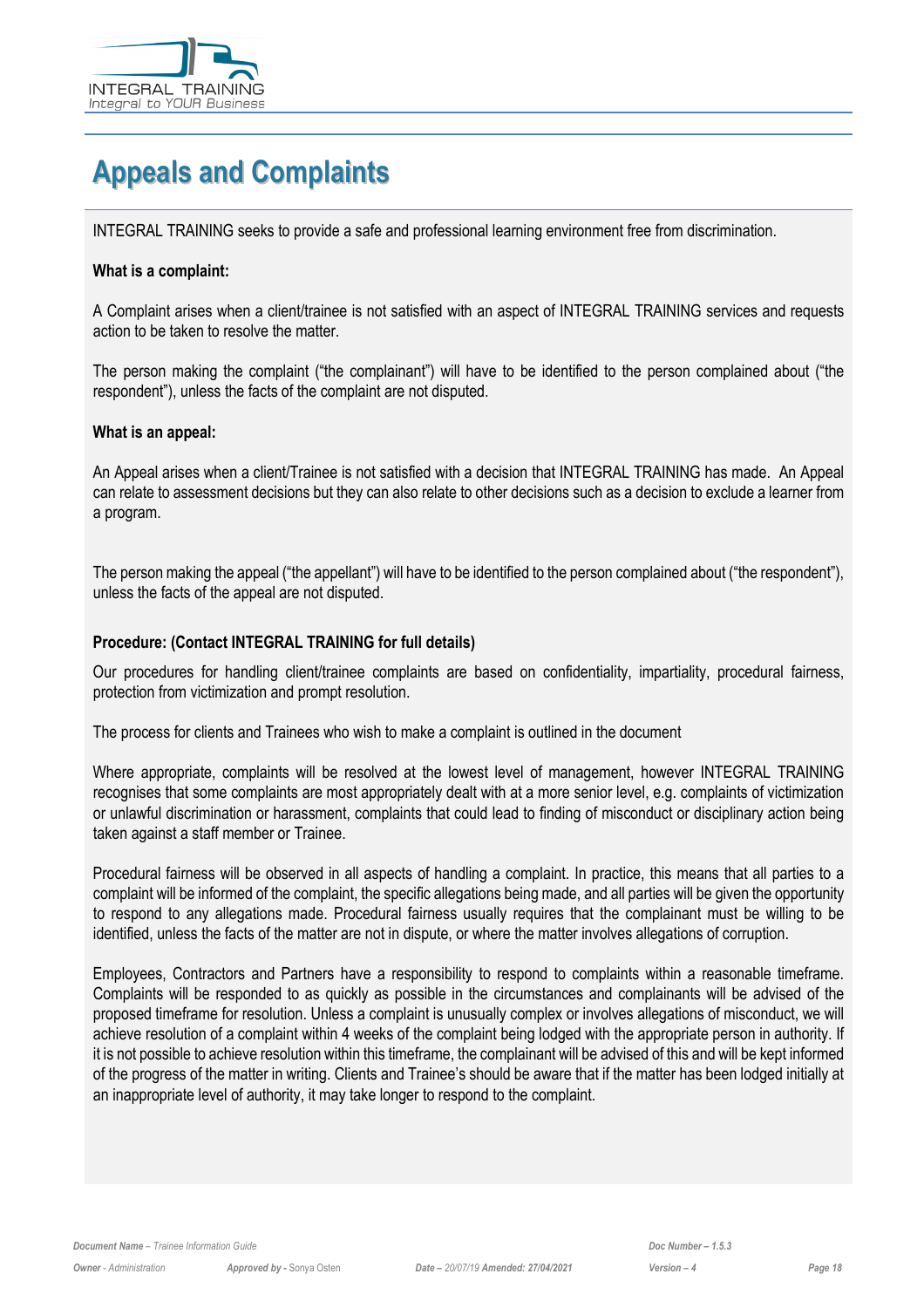# Appeals and Complaints

INTEGRAL TRAINING seeks to provide a safe and professional learning environment free from discrimination.

**What is a complaint:**

A Complaint arises when a client/trainee is not satisfied with an aspect of INTEGRAL TRAINING services and requests action to be taken to resolve the matter.

The person making the complaint ("the complainant") will have to be identified to the person complained about ("the respondent"), unless the facts of the complaint are not disputed.

**What is an appeal:**

An Appeal arises when a client/Trainee is not satisfied with a decision that INTEGRAL TRAINING has made. An Appeal can relate to assessment decisions but they can also relate to other decisions such as a decision to exclude a learner from a program.

The person making the appeal ("the appellant") will have to be identified to the person complained about ("the respondent"), unless the facts of the appeal are not disputed.

**Procedure: (Contact INTEGRAL TRAINING for full details)**

Our procedures for handling client/trainee complaints are based on confidentiality, impartiality, procedural fairness, protection from victimization and prompt resolution.

The process for clients and Trainees who wish to make a complaint is outlined in the document

Where appropriate, complaints will be resolved at the lowest level of management, however INTEGRAL TRAINING recognises that some complaints are most appropriately dealt with at a more senior level, e.g. complaints of victimization or unlawful discrimination or harassment, complaints that could lead to finding of misconduct or disciplinary action being taken against a staff member or Trainee.

Procedural fairness will be observed in all aspects of handling a complaint. In practice, this means that all parties to a complaint will be informed of the complaint, the specific allegations being made, and all parties will be given the opportunity to respond to any allegations made. Procedural fairness usually requires that the complainant must be willing to be identified, unless the facts of the matter are not in dispute, or where the matter involves allegations of corruption.

Employees, Contractors and Partners have a responsibility to respond to complaints within a reasonable timeframe. Complaints will be responded to as quickly as possible in the circumstances and complainants will be advised of the proposed timeframe for resolution. Unless a complaint is unusually complex or involves allegations of misconduct, we will achieve resolution of a complaint within 4 weeks of the complaint being lodged with the appropriate person in authority. If it is not possible to achieve resolution within this timeframe, the complainant will be advised of this and will be kept informed of the progress of the matter in writing. Clients and Trainee's should be aware that if the matter has been lodged initially at an inappropriate level of authority, it may take longer to respond to the complaint.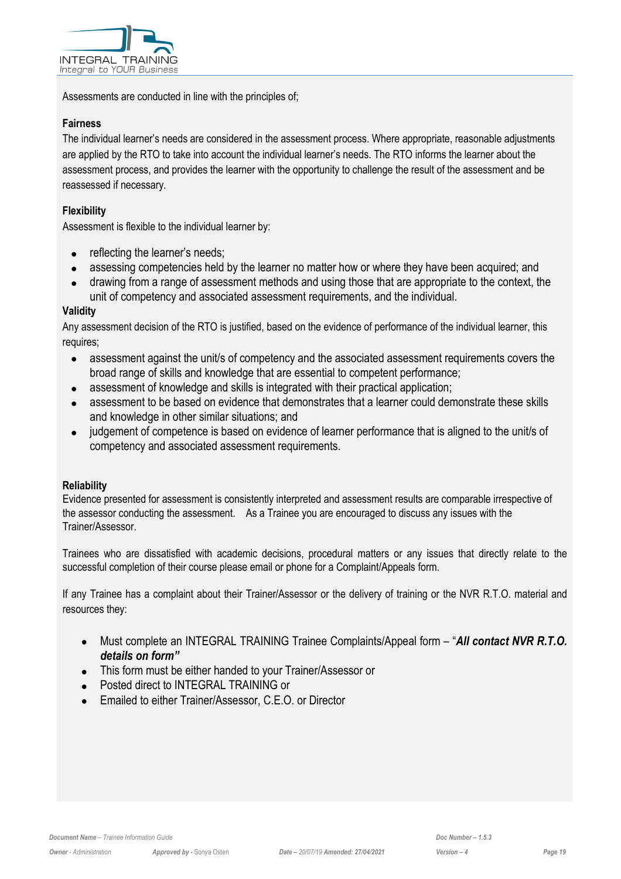Assessments are conducted in line with the principles of;

**Fairness**

The individual learner's needs are considered in the assessment process. Where appropriate, reasonable adjustments are applied by the RTO to take into account the individual learner's needs. The RTO informs the learner about the assessment process, and provides the learner with the opportunity to challenge the result of the assessment and be reassessed if necessary.

**Flexibility**

Assessment is flexible to the individual learner by:

- reflecting the learner's needs;
- assessing competencies held by the learner no matter how or where they have been acquired; and
- drawing from a range of assessment methods and using those that are appropriate to the context, the unit of competency and associated assessment requirements, and the individual.

**Validity**

Any assessment decision of the RTO is justified, based on the evidence of performance of the individual learner, this requires;

- assessment against the unit/s of competency and the associated assessment requirements covers the broad range of skills and knowledge that are essential to competent performance;
- assessment of knowledge and skills is integrated with their practical application;
- assessment to be based on evidence that demonstrates that a learner could demonstrate these skills and knowledge in other similar situations; and
- judgement of competence is based on evidence of learner performance that is aligned to the unit/s of competency and associated assessment requirements.

**Reliability**

Evidence presented for assessment is consistently interpreted and assessment results are comparable irrespective of the assessor conducting the assessment. As a Trainee you are encouraged to discuss any issues with the Trainer/Assessor.

Trainees who are dissatisfied with academic decisions, procedural matters or any issues that directly relate to the successful completion of their course please email or phone for a Complaint/Appeals form.

If any Trainee has a complaint about their Trainer/Assessor or the delivery of training or the NVR R.T.O. material and resources they:

- Must complete an INTEGRAL TRAINING Trainee Complaints/Appeal form – "***All contact NVR R.T.O. details on form"***
- This form must be either handed to your Trainer/Assessor or
- Posted direct to INTEGRAL TRAINING or
- Emailed to either Trainer/Assessor, C.E.O. or Director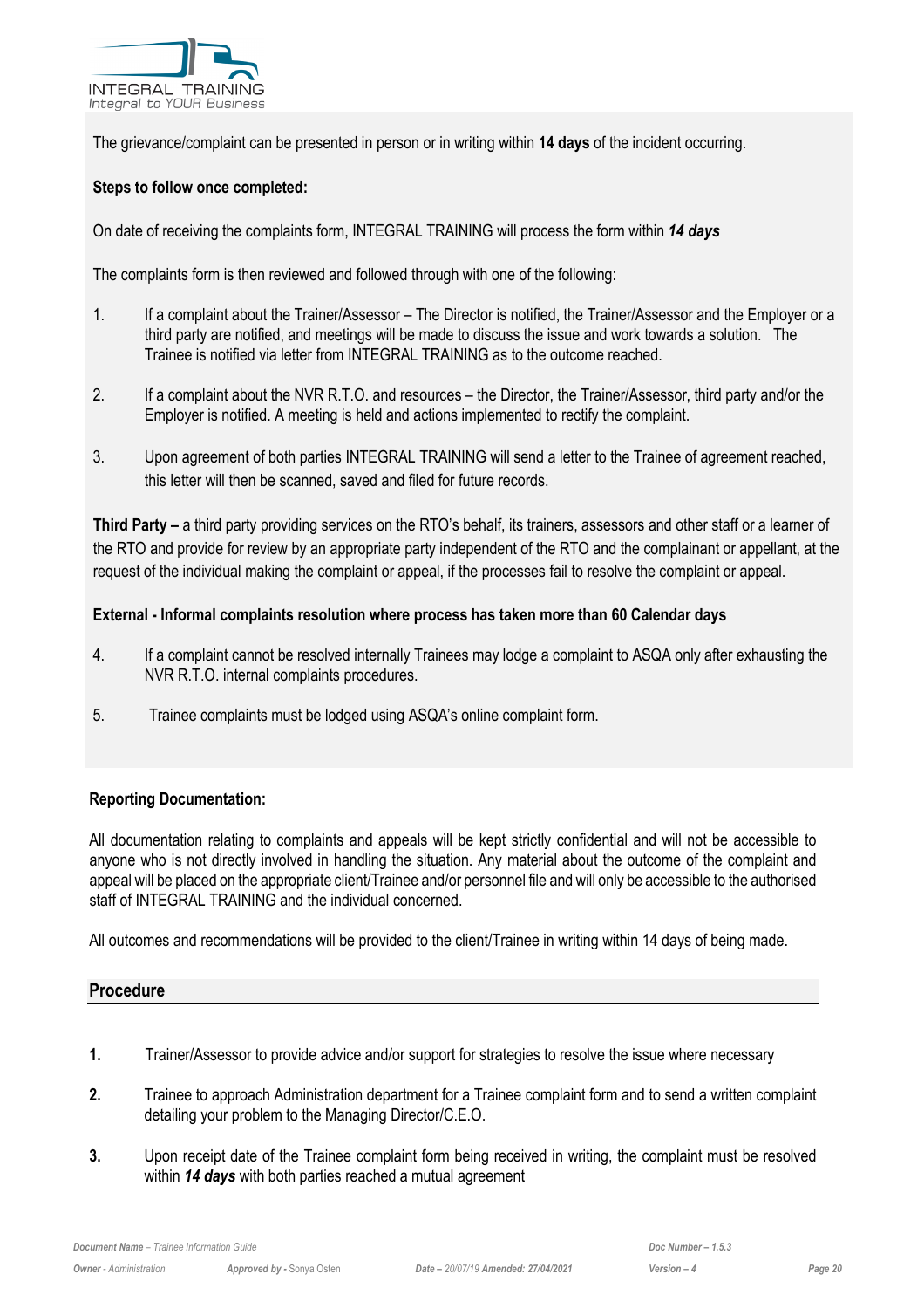The grievance/complaint can be presented in person or in writing within **14 days** of the incident occurring.

**Steps to follow once completed:**

On date of receiving the complaints form, INTEGRAL TRAINING will process the form within ***14 days***

The complaints form is then reviewed and followed through with one of the following:

1. If a complaint about the Trainer/Assessor – The Director is notified, the Trainer/Assessor and the Employer or a third party are notified, and meetings will be made to discuss the issue and work towards a solution. The Trainee is notified via letter from INTEGRAL TRAINING as to the outcome reached.
2. If a complaint about the NVR R.T.O. and resources – the Director, the Trainer/Assessor, third party and/or the Employer is notified. A meeting is held and actions implemented to rectify the complaint.
3. Upon agreement of both parties INTEGRAL TRAINING will send a letter to the Trainee of agreement reached, this letter will then be scanned, saved and filed for future records.

**Third Party –** a third party providing services on the RTO's behalf, its trainers, assessors and other staff or a learner of the RTO and provide for review by an appropriate party independent of the RTO and the complainant or appellant, at the request of the individual making the complaint or appeal, if the processes fail to resolve the complaint or appeal.

**External - Informal complaints resolution where process has taken more than 60 Calendar days**

4. If a complaint cannot be resolved internally Trainees may lodge a complaint to ASQA only after exhausting the NVR R.T.O. internal complaints procedures.
5. Trainee complaints must be lodged using ASQA's online complaint form.

**Reporting Documentation:**

All documentation relating to complaints and appeals will be kept strictly confidential and will not be accessible to anyone who is not directly involved in handling the situation. Any material about the outcome of the complaint and appeal will be placed on the appropriate client/Trainee and/or personnel file and will only be accessible to the authorised staff of INTEGRAL TRAINING and the individual concerned.

All outcomes and recommendations will be provided to the client/Trainee in writing within 14 days of being made.

## Procedure

1. Trainer/Assessor to provide advice and/or support for strategies to resolve the issue where necessary
2. Trainee to approach Administration department for a Trainee complaint form and to send a written complaint detailing your problem to the Managing Director/C.E.O.
3. Upon receipt date of the Trainee complaint form being received in writing, the complaint must be resolved within ***14 days*** with both parties reached a mutual agreement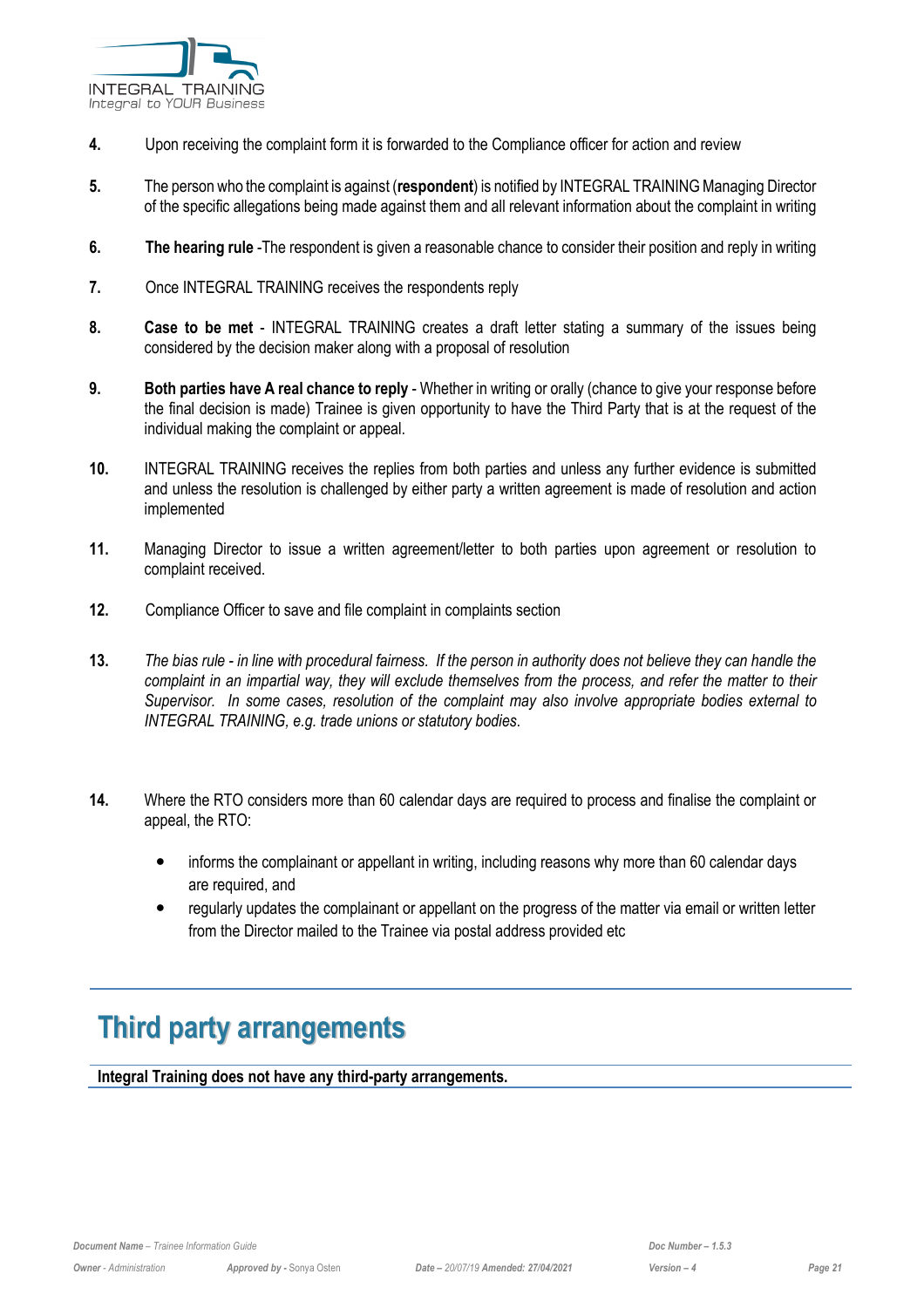4. Upon receiving the complaint form it is forwarded to the Compliance officer for action and review

5. The person who the complaint is against (**respondent**) is notified by INTEGRAL TRAINING Managing Director of the specific allegations being made against them and all relevant information about the complaint in writing

6. **The hearing rule** -The respondent is given a reasonable chance to consider their position and reply in writing

7. Once INTEGRAL TRAINING receives the respondents reply

8. **Case to be met** - INTEGRAL TRAINING creates a draft letter stating a summary of the issues being considered by the decision maker along with a proposal of resolution

9. **Both parties have A real chance to reply** - Whether in writing or orally (chance to give your response before the final decision is made) Trainee is given opportunity to have the Third Party that is at the request of the individual making the complaint or appeal.

10. INTEGRAL TRAINING receives the replies from both parties and unless any further evidence is submitted and unless the resolution is challenged by either party a written agreement is made of resolution and action implemented

11. Managing Director to issue a written agreement/letter to both parties upon agreement or resolution to complaint received.

12. Compliance Officer to save and file complaint in complaints section

13. *The bias rule - in line with procedural fairness. If the person in authority does not believe they can handle the complaint in an impartial way, they will exclude themselves from the process, and refer the matter to their Supervisor. In some cases, resolution of the complaint may also involve appropriate bodies external to INTEGRAL TRAINING, e.g. trade unions or statutory bodies.*

14. Where the RTO considers more than 60 calendar days are required to process and finalise the complaint or appeal, the RTO:

    - informs the complainant or appellant in writing, including reasons why more than 60 calendar days are required, and
    - regularly updates the complainant or appellant on the progress of the matter via email or written letter from the Director mailed to the Trainee via postal address provided etc

## Third party arrangements

**Integral Training does not have any third-party arrangements.**